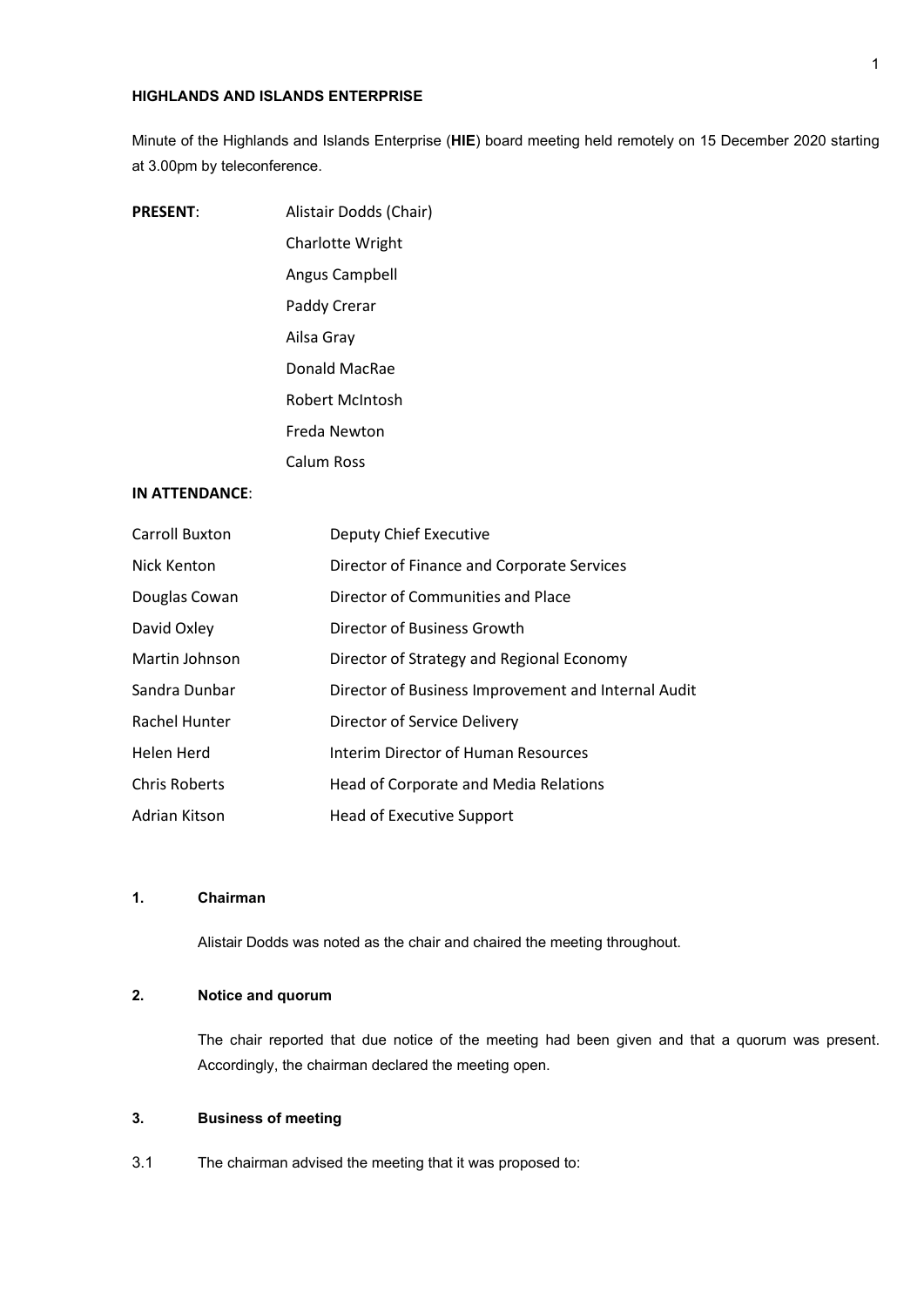**HIGHLANDS AND ISLANDS ENTERPRISE**

Minute of the Highlands and Islands Enterprise (**HIE**) board meeting held remotely on 15 December 2020 starting at 3.00pm by teleconference.

**PRESENT**:

Alistair Dodds (Chair)
Charlotte Wright
Angus Campbell
Paddy Crerar
Ailsa Gray
Donald MacRae
Robert McIntosh
Freda Newton
Calum Ross

**IN ATTENDANCE**:

| | |
|---|---|
| Carroll Buxton | Deputy Chief Executive |
| Nick Kenton | Director of Finance and Corporate Services |
| Douglas Cowan | Director of Communities and Place |
| David Oxley | Director of Business Growth |
| Martin Johnson | Director of Strategy and Regional Economy |
| Sandra Dunbar | Director of Business Improvement and Internal Audit |
| Rachel Hunter | Director of Service Delivery |
| Helen Herd | Interim Director of Human Resources |
| Chris Roberts | Head of Corporate and Media Relations |
| Adrian Kitson | Head of Executive Support |

**1. Chairman**

Alistair Dodds was noted as the chair and chaired the meeting throughout.

**2. Notice and quorum**

The chair reported that due notice of the meeting had been given and that a quorum was present. Accordingly, the chairman declared the meeting open.

**3. Business of meeting**

3.1 The chairman advised the meeting that it was proposed to: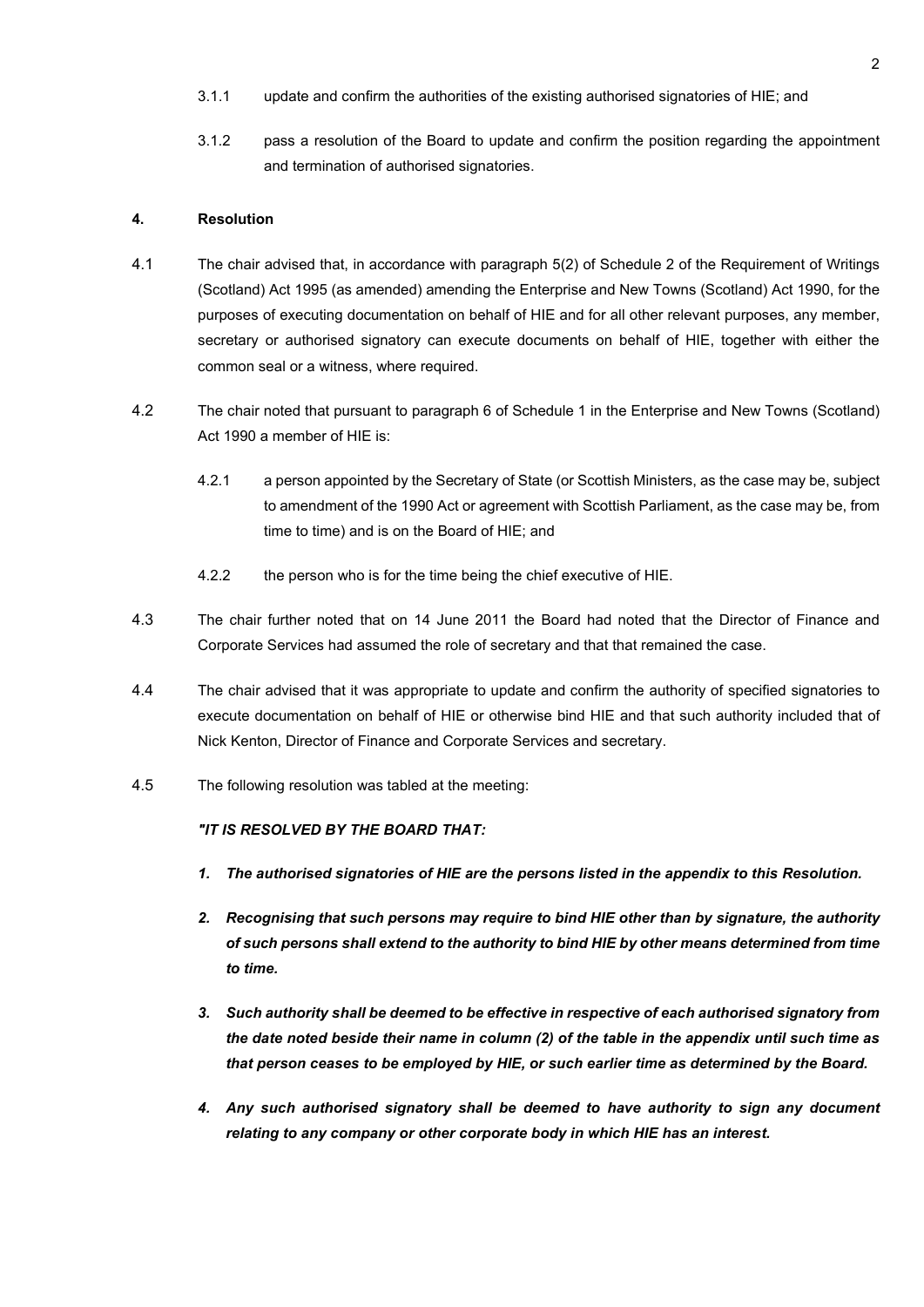3.1.1 update and confirm the authorities of the existing authorised signatories of HIE; and

3.1.2 pass a resolution of the Board to update and confirm the position regarding the appointment and termination of authorised signatories.

## 4. Resolution

4.1 The chair advised that, in accordance with paragraph 5(2) of Schedule 2 of the Requirement of Writings (Scotland) Act 1995 (as amended) amending the Enterprise and New Towns (Scotland) Act 1990, for the purposes of executing documentation on behalf of HIE and for all other relevant purposes, any member, secretary or authorised signatory can execute documents on behalf of HIE, together with either the common seal or a witness, where required.

4.2 The chair noted that pursuant to paragraph 6 of Schedule 1 in the Enterprise and New Towns (Scotland) Act 1990 a member of HIE is:

4.2.1 a person appointed by the Secretary of State (or Scottish Ministers, as the case may be, subject to amendment of the 1990 Act or agreement with Scottish Parliament, as the case may be, from time to time) and is on the Board of HIE; and

4.2.2 the person who is for the time being the chief executive of HIE.

4.3 The chair further noted that on 14 June 2011 the Board had noted that the Director of Finance and Corporate Services had assumed the role of secretary and that that remained the case.

4.4 The chair advised that it was appropriate to update and confirm the authority of specified signatories to execute documentation on behalf of HIE or otherwise bind HIE and that such authority included that of Nick Kenton, Director of Finance and Corporate Services and secretary.

4.5 The following resolution was tabled at the meeting:

***"IT IS RESOLVED BY THE BOARD THAT:***

1. ***The authorised signatories of HIE are the persons listed in the appendix to this Resolution.***

2. ***Recognising that such persons may require to bind HIE other than by signature, the authority of such persons shall extend to the authority to bind HIE by other means determined from time to time.***

3. ***Such authority shall be deemed to be effective in respective of each authorised signatory from the date noted beside their name in column (2) of the table in the appendix until such time as that person ceases to be employed by HIE, or such earlier time as determined by the Board.***

4. ***Any such authorised signatory shall be deemed to have authority to sign any document relating to any company or other corporate body in which HIE has an interest.***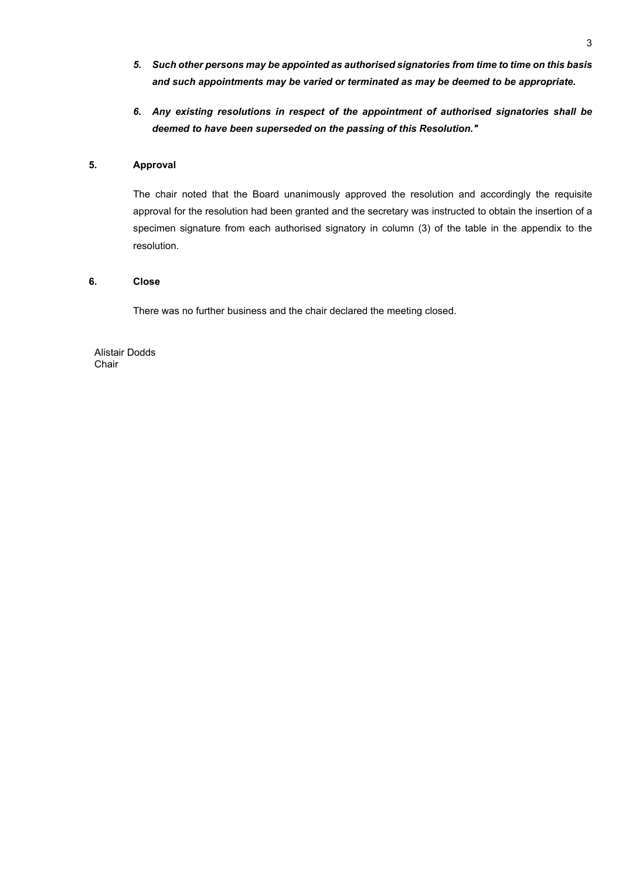5. ***Such other persons may be appointed as authorised signatories from time to time on this basis and such appointments may be varied or terminated as may be deemed to be appropriate.***

6. ***Any existing resolutions in respect of the appointment of authorised signatories shall be deemed to have been superseded on the passing of this Resolution."***

**5. Approval**

The chair noted that the Board unanimously approved the resolution and accordingly the requisite approval for the resolution had been granted and the secretary was instructed to obtain the insertion of a specimen signature from each authorised signatory in column (3) of the table in the appendix to the resolution.

**6. Close**

There was no further business and the chair declared the meeting closed.

Alistair Dodds
Chair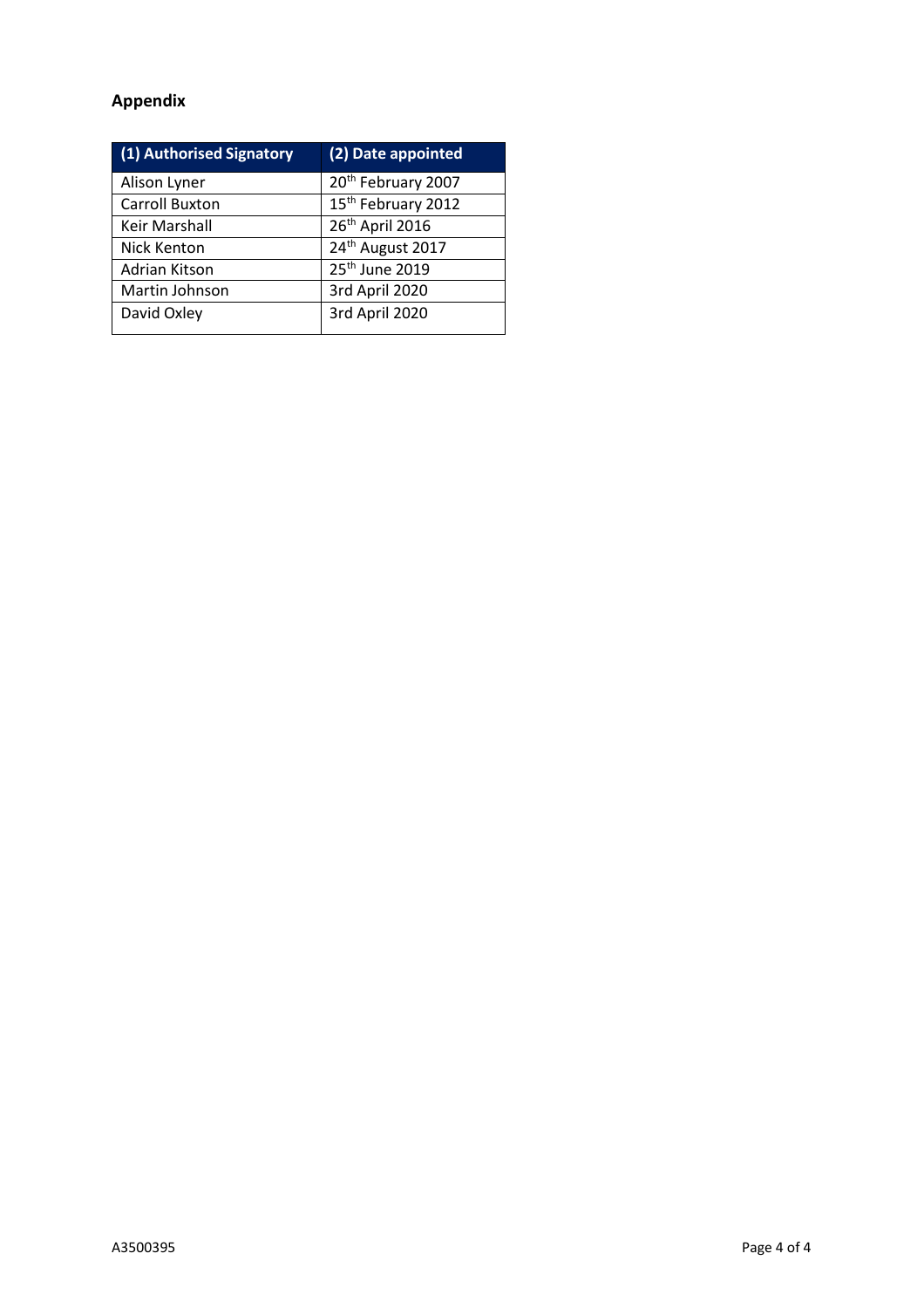## Appendix

| (1) Authorised Signatory | (2) Date appointed |
|---|---|
| Alison Lyner | 20th February 2007 |
| Carroll Buxton | 15th February 2012 |
| Keir Marshall | 26th April 2016 |
| Nick Kenton | 24th August 2017 |
| Adrian Kitson | 25th June 2019 |
| Martin Johnson | 3rd April 2020 |
| David Oxley | 3rd April 2020 |

A3500395